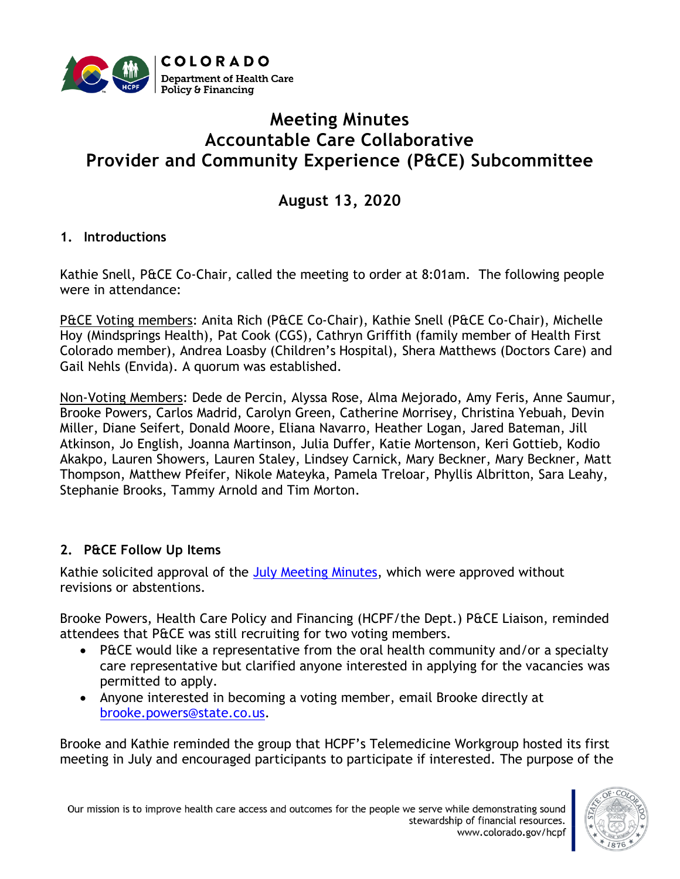# Meeting Minutes
# Accountable Care Collaborative
# Provider and Community Experience (P&CE) Subcommittee

## August 13, 2020

### 1. Introductions

Kathie Snell, P&CE Co-Chair, called the meeting to order at 8:01am. The following people were in attendance:

P&CE Voting members: Anita Rich (P&CE Co-Chair), Kathie Snell (P&CE Co-Chair), Michelle Hoy (Mindsprings Health), Pat Cook (CGS), Cathryn Griffith (family member of Health First Colorado member), Andrea Loasby (Children's Hospital), Shera Matthews (Doctors Care) and Gail Nehls (Envida). A quorum was established.

Non-Voting Members: Dede de Percin, Alyssa Rose, Alma Mejorado, Amy Feris, Anne Saumur, Brooke Powers, Carlos Madrid, Carolyn Green, Catherine Morrisey, Christina Yebuah, Devin Miller, Diane Seifert, Donald Moore, Eliana Navarro, Heather Logan, Jared Bateman, Jill Atkinson, Jo English, Joanna Martinson, Julia Duffer, Katie Mortenson, Keri Gottieb, Kodio Akakpo, Lauren Showers, Lauren Staley, Lindsey Carnick, Mary Beckner, Mary Beckner, Matt Thompson, Matthew Pfeifer, Nikole Mateyka, Pamela Treloar, Phyllis Albritton, Sara Leahy, Stephanie Brooks, Tammy Arnold and Tim Morton.

### 2. P&CE Follow Up Items

Kathie solicited approval of the July Meeting Minutes, which were approved without revisions or abstentions.

Brooke Powers, Health Care Policy and Financing (HCPF/the Dept.) P&CE Liaison, reminded attendees that P&CE was still recruiting for two voting members.

- P&CE would like a representative from the oral health community and/or a specialty care representative but clarified anyone interested in applying for the vacancies was permitted to apply.
- Anyone interested in becoming a voting member, email Brooke directly at brooke.powers@state.co.us.

Brooke and Kathie reminded the group that HCPF's Telemedicine Workgroup hosted its first meeting in July and encouraged participants to participate if interested. The purpose of the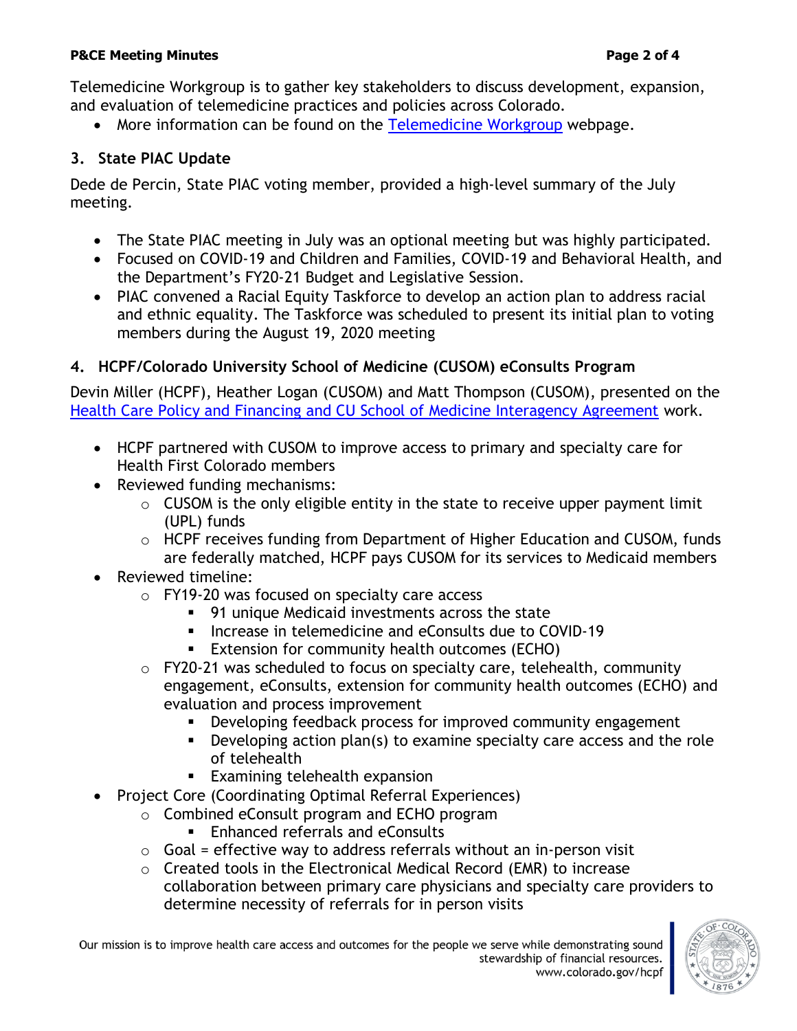Telemedicine Workgroup is to gather key stakeholders to discuss development, expansion, and evaluation of telemedicine practices and policies across Colorado.

- More information can be found on the Telemedicine Workgroup webpage.

### 3. State PIAC Update

Dede de Percin, State PIAC voting member, provided a high-level summary of the July meeting.

- The State PIAC meeting in July was an optional meeting but was highly participated.
- Focused on COVID-19 and Children and Families, COVID-19 and Behavioral Health, and the Department's FY20-21 Budget and Legislative Session.
- PIAC convened a Racial Equity Taskforce to develop an action plan to address racial and ethnic equality. The Taskforce was scheduled to present its initial plan to voting members during the August 19, 2020 meeting

### 4. HCPF/Colorado University School of Medicine (CUSOM) eConsults Program

Devin Miller (HCPF), Heather Logan (CUSOM) and Matt Thompson (CUSOM), presented on the Health Care Policy and Financing and CU School of Medicine Interagency Agreement work.

- HCPF partnered with CUSOM to improve access to primary and specialty care for Health First Colorado members
- Reviewed funding mechanisms:
  - CUSOM is the only eligible entity in the state to receive upper payment limit (UPL) funds
  - HCPF receives funding from Department of Higher Education and CUSOM, funds are federally matched, HCPF pays CUSOM for its services to Medicaid members
- Reviewed timeline:
  - FY19-20 was focused on specialty care access
    - 91 unique Medicaid investments across the state
    - Increase in telemedicine and eConsults due to COVID-19
    - Extension for community health outcomes (ECHO)
  - FY20-21 was scheduled to focus on specialty care, telehealth, community engagement, eConsults, extension for community health outcomes (ECHO) and evaluation and process improvement
    - Developing feedback process for improved community engagement
    - Developing action plan(s) to examine specialty care access and the role of telehealth
    - Examining telehealth expansion
- Project Core (Coordinating Optimal Referral Experiences)
  - Combined eConsult program and ECHO program
    - Enhanced referrals and eConsults
  - Goal = effective way to address referrals without an in-person visit
  - Created tools in the Electronical Medical Record (EMR) to increase collaboration between primary care physicians and specialty care providers to determine necessity of referrals for in person visits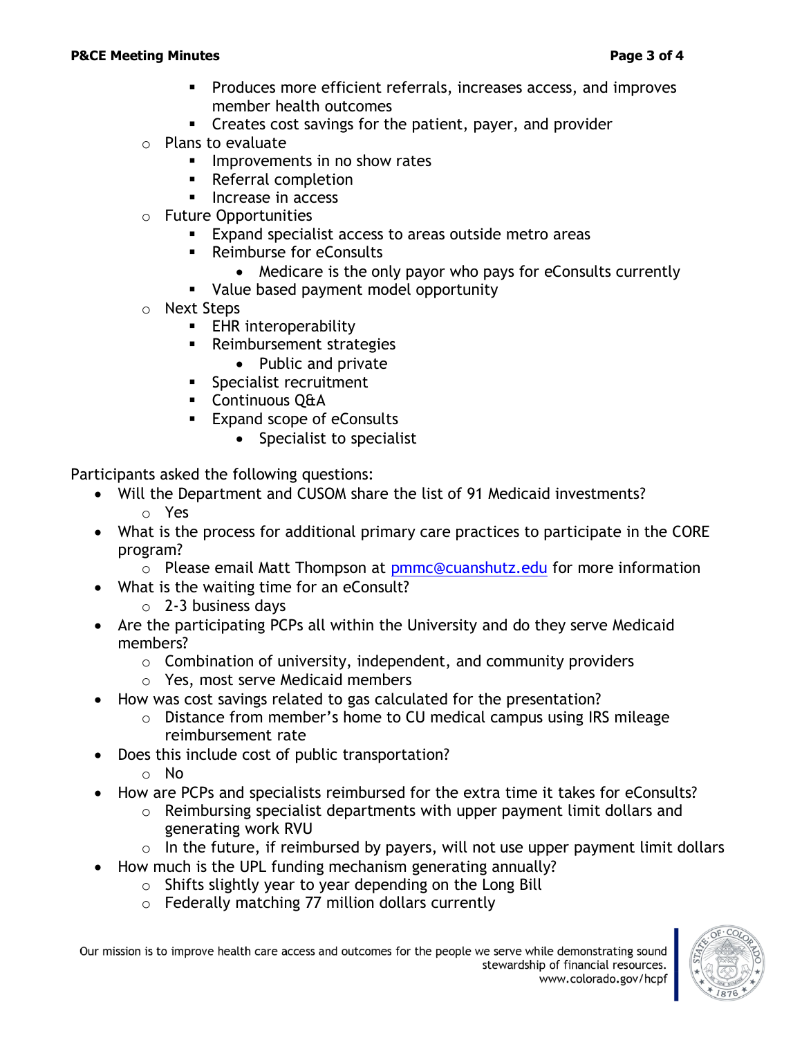- Produces more efficient referrals, increases access, and improves member health outcomes
        - Creates cost savings for the patient, payer, and provider
    - Plans to evaluate
        - Improvements in no show rates
        - Referral completion
        - Increase in access
    - Future Opportunities
        - Expand specialist access to areas outside metro areas
        - Reimburse for eConsults
            - Medicare is the only payor who pays for eConsults currently
        - Value based payment model opportunity
    - Next Steps
        - EHR interoperability
        - Reimbursement strategies
            - Public and private
        - Specialist recruitment
        - Continuous Q&A
        - Expand scope of eConsults
            - Specialist to specialist

Participants asked the following questions:

- Will the Department and CUSOM share the list of 91 Medicaid investments?
    - Yes
- What is the process for additional primary care practices to participate in the CORE program?
    - Please email Matt Thompson at pmmc@cuanshutz.edu for more information
- What is the waiting time for an eConsult?
    - 2-3 business days
- Are the participating PCPs all within the University and do they serve Medicaid members?
    - Combination of university, independent, and community providers
    - Yes, most serve Medicaid members
- How was cost savings related to gas calculated for the presentation?
    - Distance from member's home to CU medical campus using IRS mileage reimbursement rate
- Does this include cost of public transportation?
    - No
- How are PCPs and specialists reimbursed for the extra time it takes for eConsults?
    - Reimbursing specialist departments with upper payment limit dollars and generating work RVU
    - In the future, if reimbursed by payers, will not use upper payment limit dollars
- How much is the UPL funding mechanism generating annually?
    - Shifts slightly year to year depending on the Long Bill
    - Federally matching 77 million dollars currently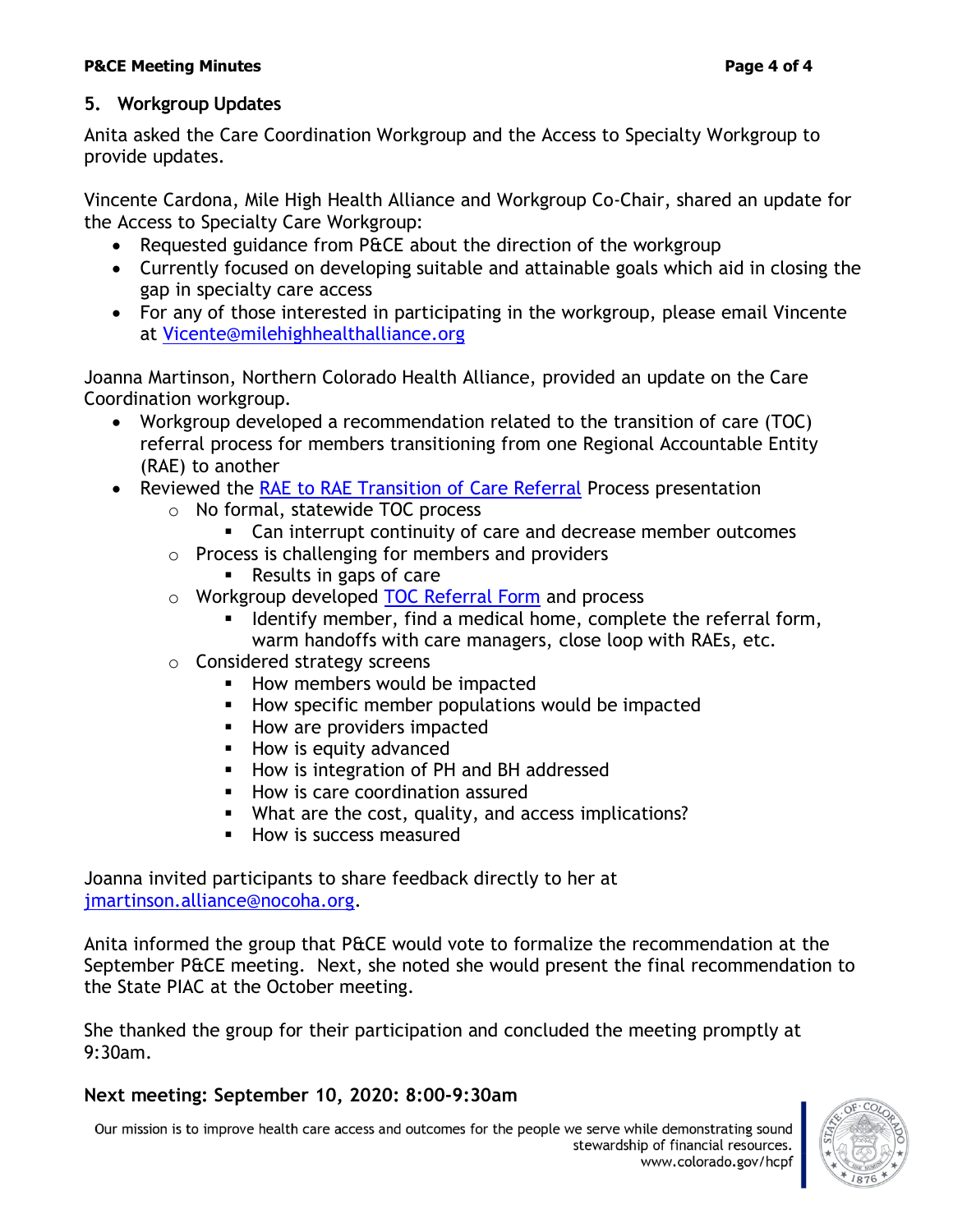## 5. Workgroup Updates

Anita asked the Care Coordination Workgroup and the Access to Specialty Workgroup to provide updates.

Vincente Cardona, Mile High Health Alliance and Workgroup Co-Chair, shared an update for the Access to Specialty Care Workgroup:

- Requested guidance from P&CE about the direction of the workgroup
- Currently focused on developing suitable and attainable goals which aid in closing the gap in specialty care access
- For any of those interested in participating in the workgroup, please email Vincente at Vicente@milehighhealthalliance.org

Joanna Martinson, Northern Colorado Health Alliance, provided an update on the Care Coordination workgroup.

- Workgroup developed a recommendation related to the transition of care (TOC) referral process for members transitioning from one Regional Accountable Entity (RAE) to another
- Reviewed the RAE to RAE Transition of Care Referral Process presentation
  - No formal, statewide TOC process
    - Can interrupt continuity of care and decrease member outcomes
  - Process is challenging for members and providers
    - Results in gaps of care
  - Workgroup developed TOC Referral Form and process
    - Identify member, find a medical home, complete the referral form, warm handoffs with care managers, close loop with RAEs, etc.
  - Considered strategy screens
    - How members would be impacted
    - How specific member populations would be impacted
    - How are providers impacted
    - How is equity advanced
    - How is integration of PH and BH addressed
    - How is care coordination assured
    - What are the cost, quality, and access implications?
    - How is success measured

Joanna invited participants to share feedback directly to her at jmartinson.alliance@nocoha.org.

Anita informed the group that P&CE would vote to formalize the recommendation at the September P&CE meeting. Next, she noted she would present the final recommendation to the State PIAC at the October meeting.

She thanked the group for their participation and concluded the meeting promptly at 9:30am.

### Next meeting: September 10, 2020: 8:00-9:30am

Our mission is to improve health care access and outcomes for the people we serve while demonstrating sound stewardship of financial resources.
www.colorado.gov/hcpf